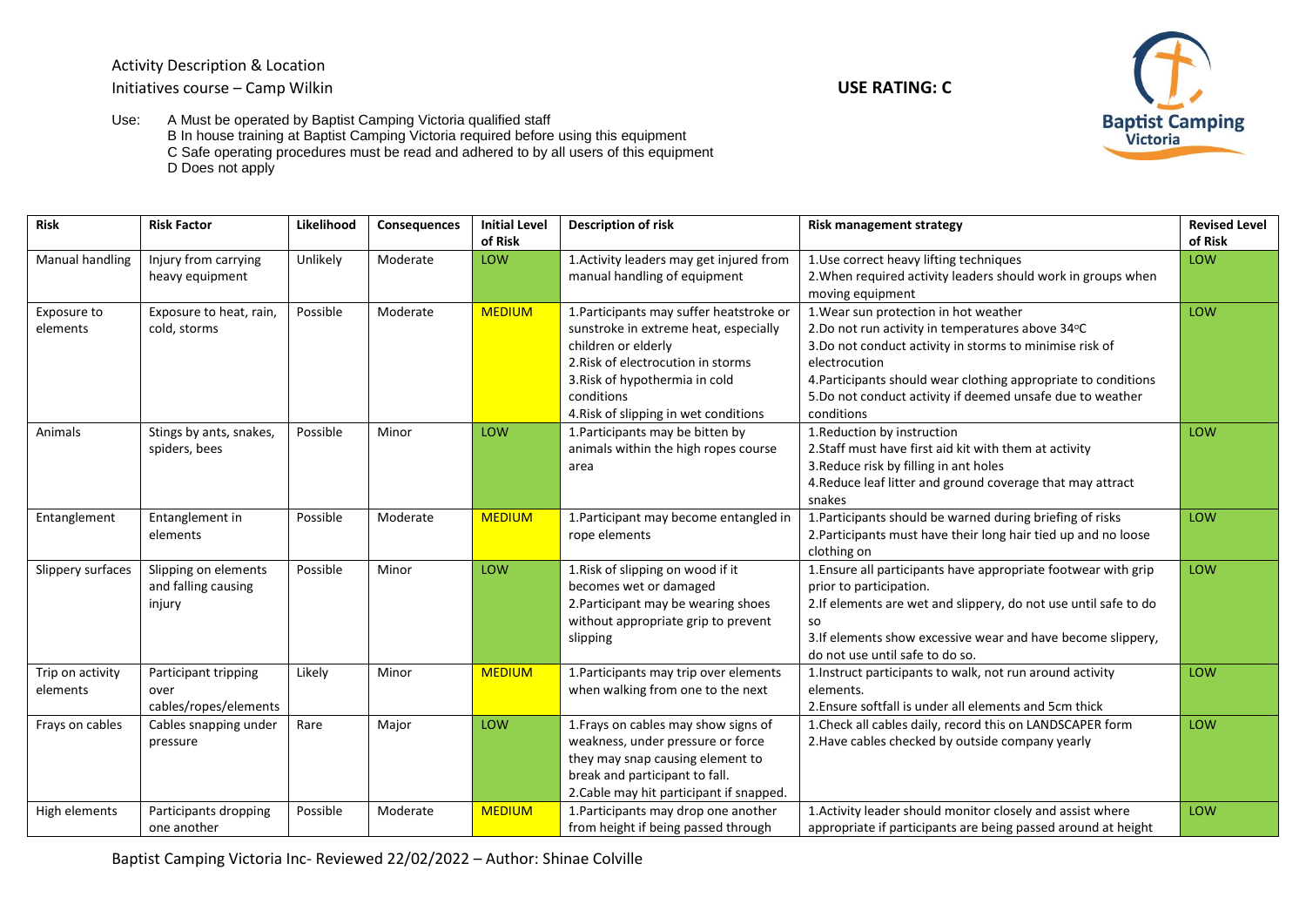Activity Description & Location

Initiatives course – Camp Wilkin

**USE RATING: C**

Use:
- A Must be operated by Baptist Camping Victoria qualified staff
- B In house training at Baptist Camping Victoria required before using this equipment
- C Safe operating procedures must be read and adhered to by all users of this equipment
- D Does not apply

| Risk | Risk Factor | Likelihood | Consequences | Initial Level of Risk | Description of risk | Risk management strategy | Revised Level of Risk |
|---|---|---|---|---|---|---|---|
| Manual handling | Injury from carrying heavy equipment | Unlikely | Moderate | LOW | 1.Activity leaders may get injured from manual handling of equipment | 1.Use correct heavy lifting techniques<br>2.When required activity leaders should work in groups when moving equipment | LOW |
| Exposure to elements | Exposure to heat, rain, cold, storms | Possible | Moderate | MEDIUM | 1.Participants may suffer heatstroke or sunstroke in extreme heat, especially children or elderly<br>2.Risk of electrocution in storms<br>3.Risk of hypothermia in cold conditions<br>4.Risk of slipping in wet conditions | 1.Wear sun protection in hot weather<br>2.Do not run activity in temperatures above 34°C<br>3.Do not conduct activity in storms to minimise risk of electrocution<br>4.Participants should wear clothing appropriate to conditions<br>5.Do not conduct activity if deemed unsafe due to weather conditions | LOW |
| Animals | Stings by ants, snakes, spiders, bees | Possible | Minor | LOW | 1.Participants may be bitten by animals within the high ropes course area | 1.Reduction by instruction<br>2.Staff must have first aid kit with them at activity<br>3.Reduce risk by filling in ant holes<br>4.Reduce leaf litter and ground coverage that may attract snakes | LOW |
| Entanglement | Entanglement in elements | Possible | Moderate | MEDIUM | 1.Participant may become entangled in rope elements | 1.Participants should be warned during briefing of risks<br>2.Participants must have their long hair tied up and no loose clothing on | LOW |
| Slippery surfaces | Slipping on elements and falling causing injury | Possible | Minor | LOW | 1.Risk of slipping on wood if it becomes wet or damaged<br>2.Participant may be wearing shoes without appropriate grip to prevent slipping | 1.Ensure all participants have appropriate footwear with grip prior to participation.<br>2.If elements are wet and slippery, do not use until safe to do so<br>3.If elements show excessive wear and have become slippery, do not use until safe to do so. | LOW |
| Trip on activity elements | Participant tripping over cables/ropes/elements | Likely | Minor | MEDIUM | 1.Participants may trip over elements when walking from one to the next | 1.Instruct participants to walk, not run around activity elements.<br>2.Ensure softfall is under all elements and 5cm thick | LOW |
| Frays on cables | Cables snapping under pressure | Rare | Major | LOW | 1.Frays on cables may show signs of weakness, under pressure or force they may snap causing element to break and participant to fall.<br>2.Cable may hit participant if snapped. | 1.Check all cables daily, record this on LANDSCAPER form<br>2.Have cables checked by outside company yearly | LOW |
| High elements | Participants dropping one another | Possible | Moderate | MEDIUM | 1.Participants may drop one another from height if being passed through | 1.Activity leader should monitor closely and assist where appropriate if participants are being passed around at height | LOW |

Baptist Camping Victoria Inc- Reviewed 22/02/2022 – Author: Shinae Colville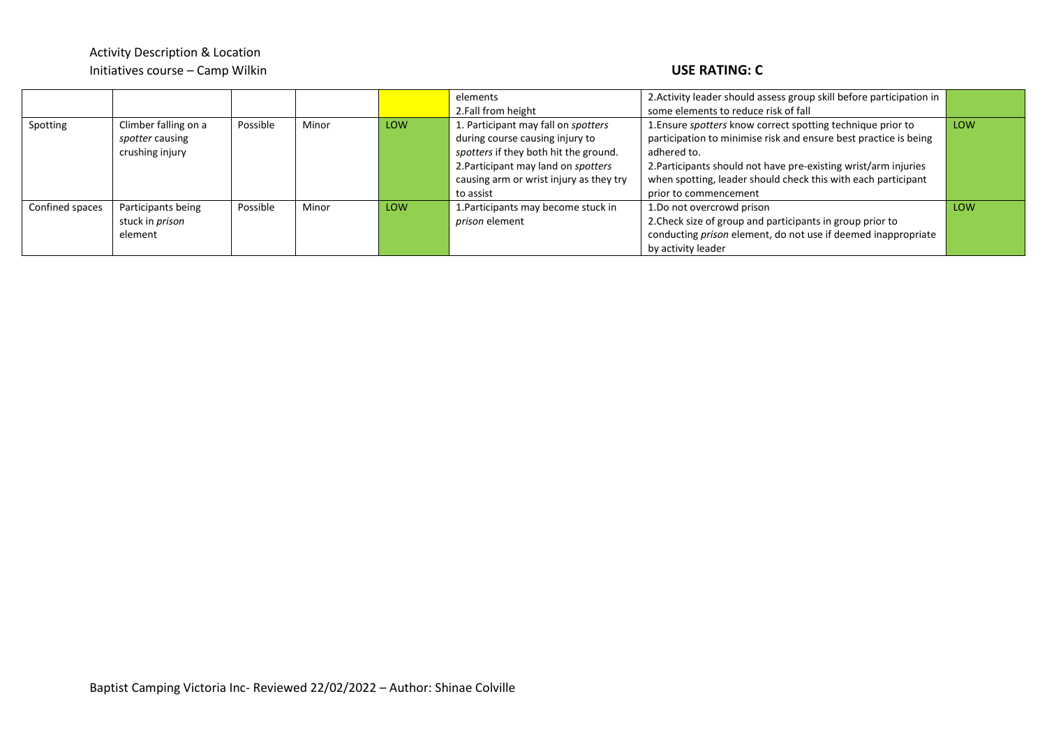Activity Description & Location

Initiatives course – Camp Wilkin

**USE RATING: C**

| | | | | | | | |
|---|---|---|---|---|---|---|---|
| | | | | | elements<br>2.Fall from height | 2.Activity leader should assess group skill before participation in some elements to reduce risk of fall | |
| Spotting | Climber falling on a *spotter* causing crushing injury | Possible | Minor | LOW | 1. Participant may fall on *spotters* during course causing injury to *spotters* if they both hit the ground.<br>2.Participant may land on *spotters* causing arm or wrist injury as they try to assist | 1.Ensure *spotters* know correct spotting technique prior to participation to minimise risk and ensure best practice is being adhered to.<br>2.Participants should not have pre-existing wrist/arm injuries when spotting, leader should check this with each participant prior to commencement | LOW |
| Confined spaces | Participants being stuck in *prison* element | Possible | Minor | LOW | 1.Participants may become stuck in *prison* element | 1.Do not overcrowd prison<br>2.Check size of group and participants in group prior to conducting *prison* element, do not use if deemed inappropriate by activity leader | LOW |

Baptist Camping Victoria Inc- Reviewed 22/02/2022 – Author: Shinae Colville